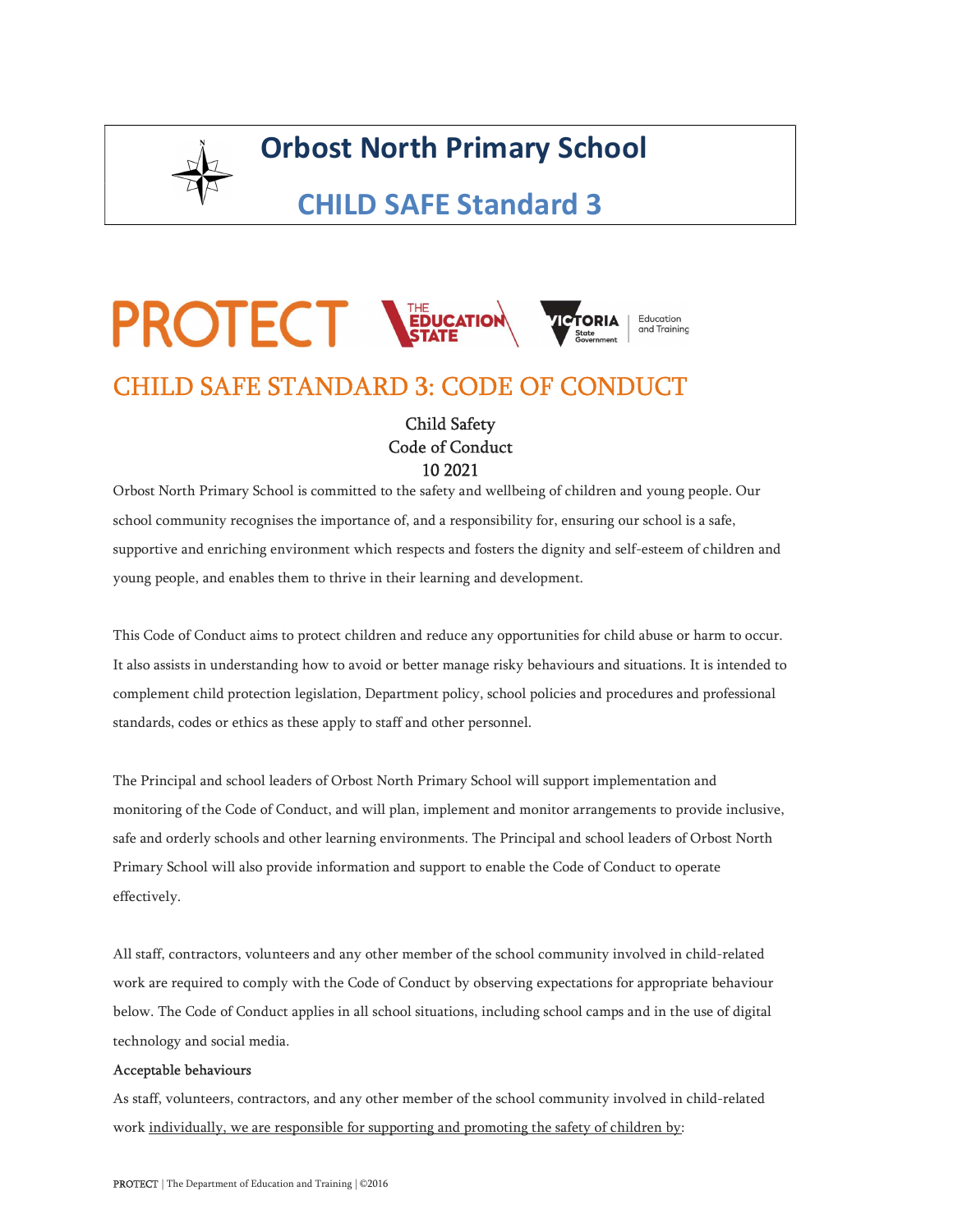# Orbost North Primary School

## CHILD SAFE Standard 3

PROTECT | THE EDUCATION STATE | VICTORIA State Government | Education and Training

## CHILD SAFE STANDARD 3: CODE OF CONDUCT

Child Safety
Code of Conduct
10 2021

Orbost North Primary School is committed to the safety and wellbeing of children and young people. Our school community recognises the importance of, and a responsibility for, ensuring our school is a safe, supportive and enriching environment which respects and fosters the dignity and self-esteem of children and young people, and enables them to thrive in their learning and development.

This Code of Conduct aims to protect children and reduce any opportunities for child abuse or harm to occur. It also assists in understanding how to avoid or better manage risky behaviours and situations. It is intended to complement child protection legislation, Department policy, school policies and procedures and professional standards, codes or ethics as these apply to staff and other personnel.

The Principal and school leaders of Orbost North Primary School will support implementation and monitoring of the Code of Conduct, and will plan, implement and monitor arrangements to provide inclusive, safe and orderly schools and other learning environments. The Principal and school leaders of Orbost North Primary School will also provide information and support to enable the Code of Conduct to operate effectively.

All staff, contractors, volunteers and any other member of the school community involved in child-related work are required to comply with the Code of Conduct by observing expectations for appropriate behaviour below. The Code of Conduct applies in all school situations, including school camps and in the use of digital technology and social media.

**Acceptable behaviours**

As staff, volunteers, contractors, and any other member of the school community involved in child-related work individually, we are responsible for supporting and promoting the safety of children by: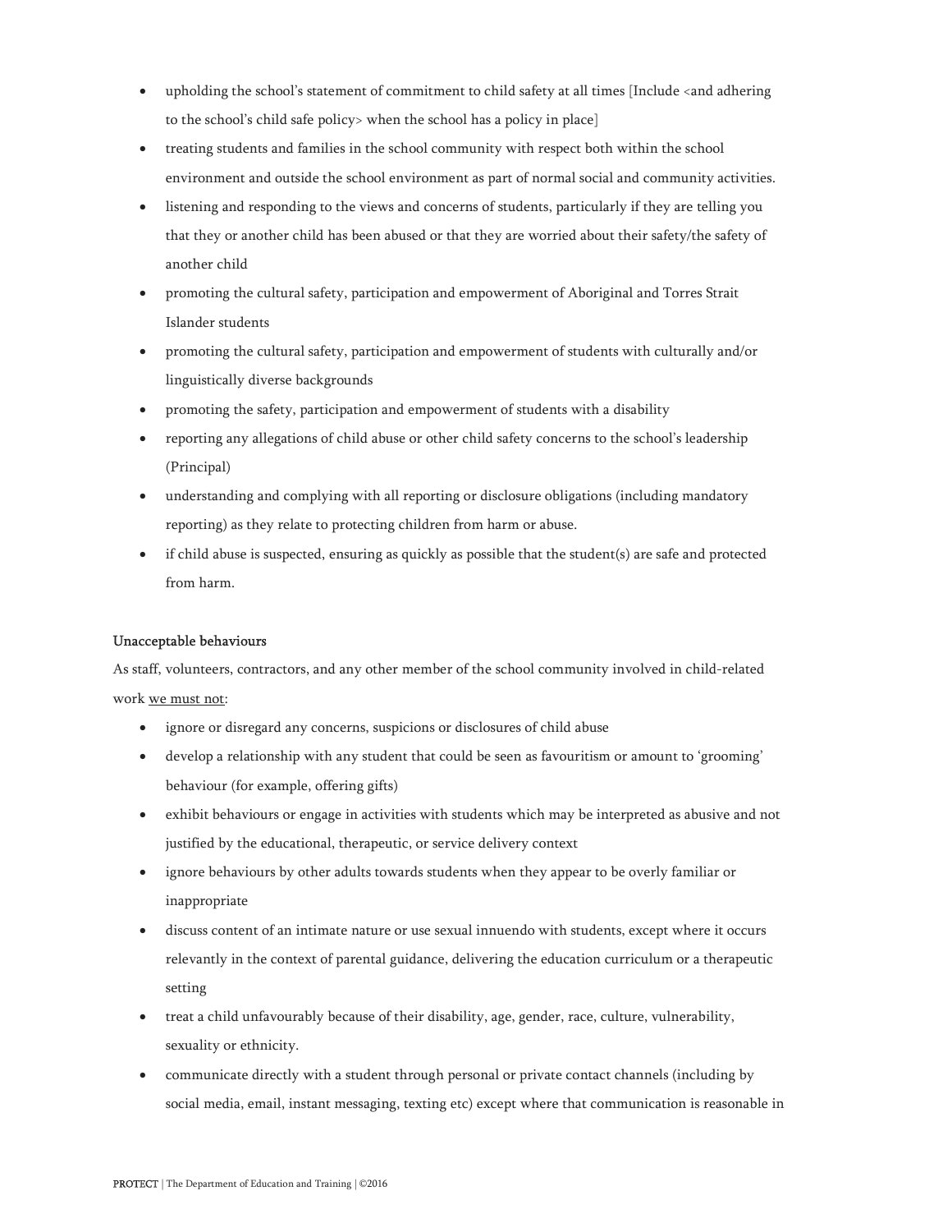- upholding the school's statement of commitment to child safety at all times [Include <and adhering to the school's child safe policy> when the school has a policy in place]
- treating students and families in the school community with respect both within the school environment and outside the school environment as part of normal social and community activities.
- listening and responding to the views and concerns of students, particularly if they are telling you that they or another child has been abused or that they are worried about their safety/the safety of another child
- promoting the cultural safety, participation and empowerment of Aboriginal and Torres Strait Islander students
- promoting the cultural safety, participation and empowerment of students with culturally and/or linguistically diverse backgrounds
- promoting the safety, participation and empowerment of students with a disability
- reporting any allegations of child abuse or other child safety concerns to the school's leadership (Principal)
- understanding and complying with all reporting or disclosure obligations (including mandatory reporting) as they relate to protecting children from harm or abuse.
- if child abuse is suspected, ensuring as quickly as possible that the student(s) are safe and protected from harm.

#### Unacceptable behaviours

As staff, volunteers, contractors, and any other member of the school community involved in child-related work <u>we must not</u>:

- ignore or disregard any concerns, suspicions or disclosures of child abuse
- develop a relationship with any student that could be seen as favouritism or amount to 'grooming' behaviour (for example, offering gifts)
- exhibit behaviours or engage in activities with students which may be interpreted as abusive and not justified by the educational, therapeutic, or service delivery context
- ignore behaviours by other adults towards students when they appear to be overly familiar or inappropriate
- discuss content of an intimate nature or use sexual innuendo with students, except where it occurs relevantly in the context of parental guidance, delivering the education curriculum or a therapeutic setting
- treat a child unfavourably because of their disability, age, gender, race, culture, vulnerability, sexuality or ethnicity.
- communicate directly with a student through personal or private contact channels (including by social media, email, instant messaging, texting etc) except where that communication is reasonable in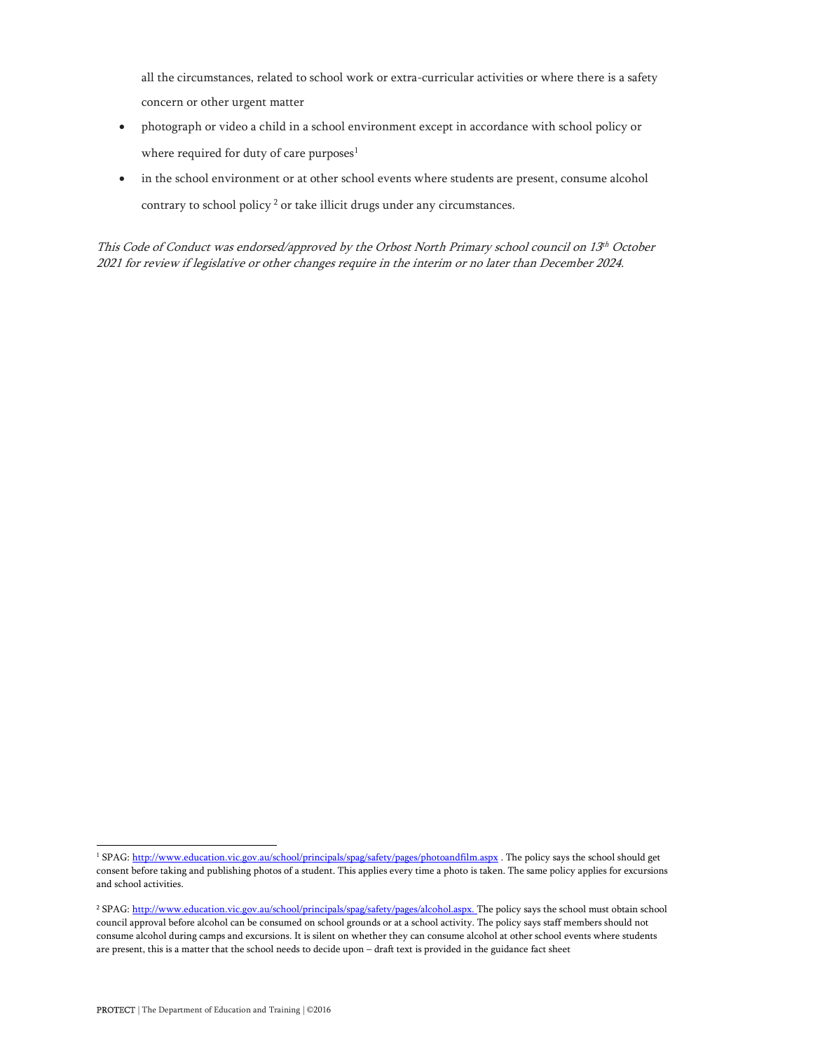all the circumstances, related to school work or extra-curricular activities or where there is a safety concern or other urgent matter

- photograph or video a child in a school environment except in accordance with school policy or where required for duty of care purposes[1]
- in the school environment or at other school events where students are present, consume alcohol contrary to school policy [2] or take illicit drugs under any circumstances.

*This Code of Conduct was endorsed/approved by the Orbost North Primary school council on 13th October 2021 for review if legislative or other changes require in the interim or no later than December 2024.*

---

[1] SPAG: http://www.education.vic.gov.au/school/principals/spag/safety/pages/photoandfilm.aspx . The policy says the school should get consent before taking and publishing photos of a student. This applies every time a photo is taken. The same policy applies for excursions and school activities.

[2] SPAG: http://www.education.vic.gov.au/school/principals/spag/safety/pages/alcohol.aspx. The policy says the school must obtain school council approval before alcohol can be consumed on school grounds or at a school activity. The policy says staff members should not consume alcohol during camps and excursions. It is silent on whether they can consume alcohol at other school events where students are present, this is a matter that the school needs to decide upon – draft text is provided in the guidance fact sheet